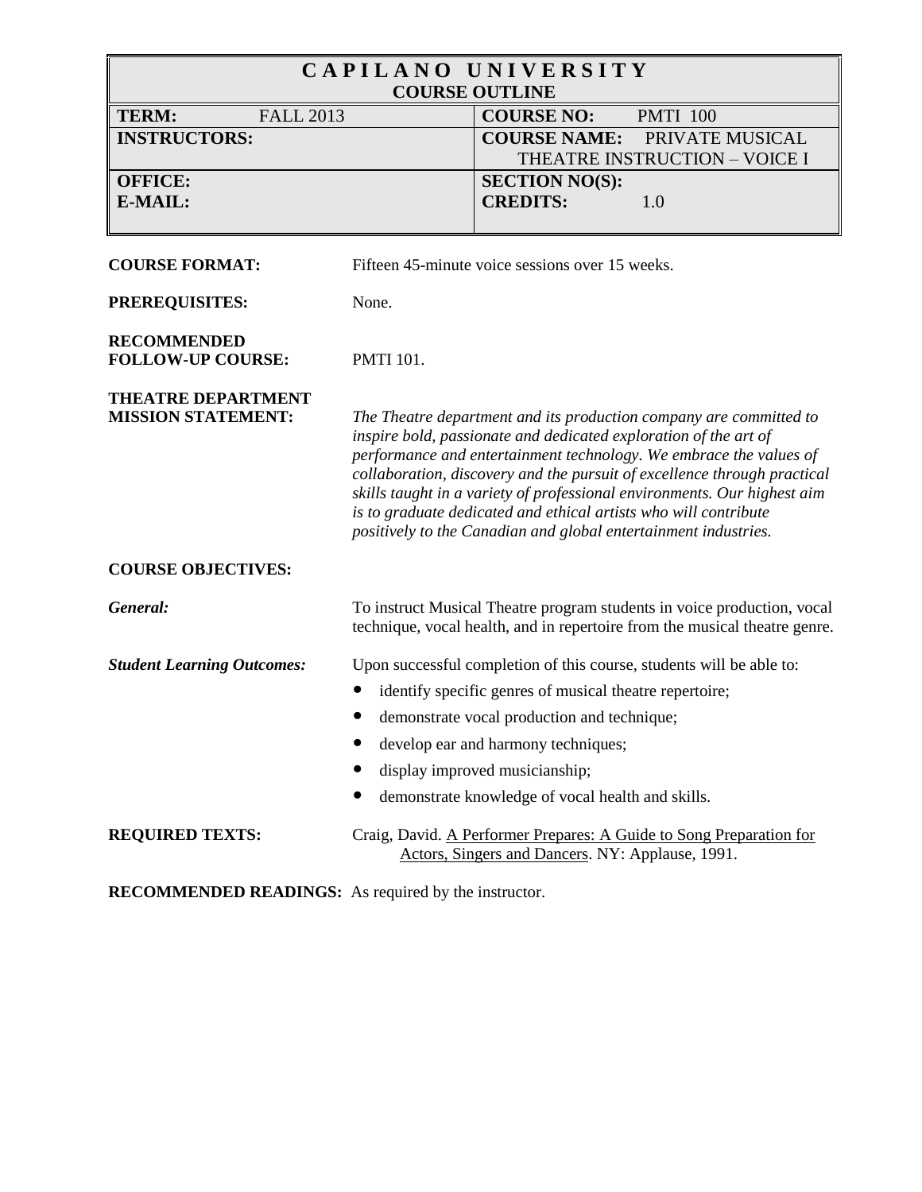# CAPILANO UNIVERSITY
## COURSE OUTLINE

| | |
|---|---|
| **TERM:** FALL 2013 | **COURSE NO:** PMTI 100 |
| **INSTRUCTORS:** | **COURSE NAME:** PRIVATE MUSICAL THEATRE INSTRUCTION – VOICE I |
| **OFFICE:**<br>**E-MAIL:** | **SECTION NO(S):**<br>**CREDITS:** 1.0 |

**COURSE FORMAT:** Fifteen 45-minute voice sessions over 15 weeks.

**PREREQUISITES:** None.

**RECOMMENDED FOLLOW-UP COURSE:** PMTI 101.

**THEATRE DEPARTMENT MISSION STATEMENT:** *The Theatre department and its production company are committed to inspire bold, passionate and dedicated exploration of the art of performance and entertainment technology. We embrace the values of collaboration, discovery and the pursuit of excellence through practical skills taught in a variety of professional environments. Our highest aim is to graduate dedicated and ethical artists who will contribute positively to the Canadian and global entertainment industries.*

**COURSE OBJECTIVES:**

***General:*** To instruct Musical Theatre program students in voice production, vocal technique, vocal health, and in repertoire from the musical theatre genre.

***Student Learning Outcomes:*** Upon successful completion of this course, students will be able to:

- identify specific genres of musical theatre repertoire;
- demonstrate vocal production and technique;
- develop ear and harmony techniques;
- display improved musicianship;
- demonstrate knowledge of vocal health and skills.

**REQUIRED TEXTS:** Craig, David. A Performer Prepares: A Guide to Song Preparation for Actors, Singers and Dancers. NY: Applause, 1991.

**RECOMMENDED READINGS:** As required by the instructor.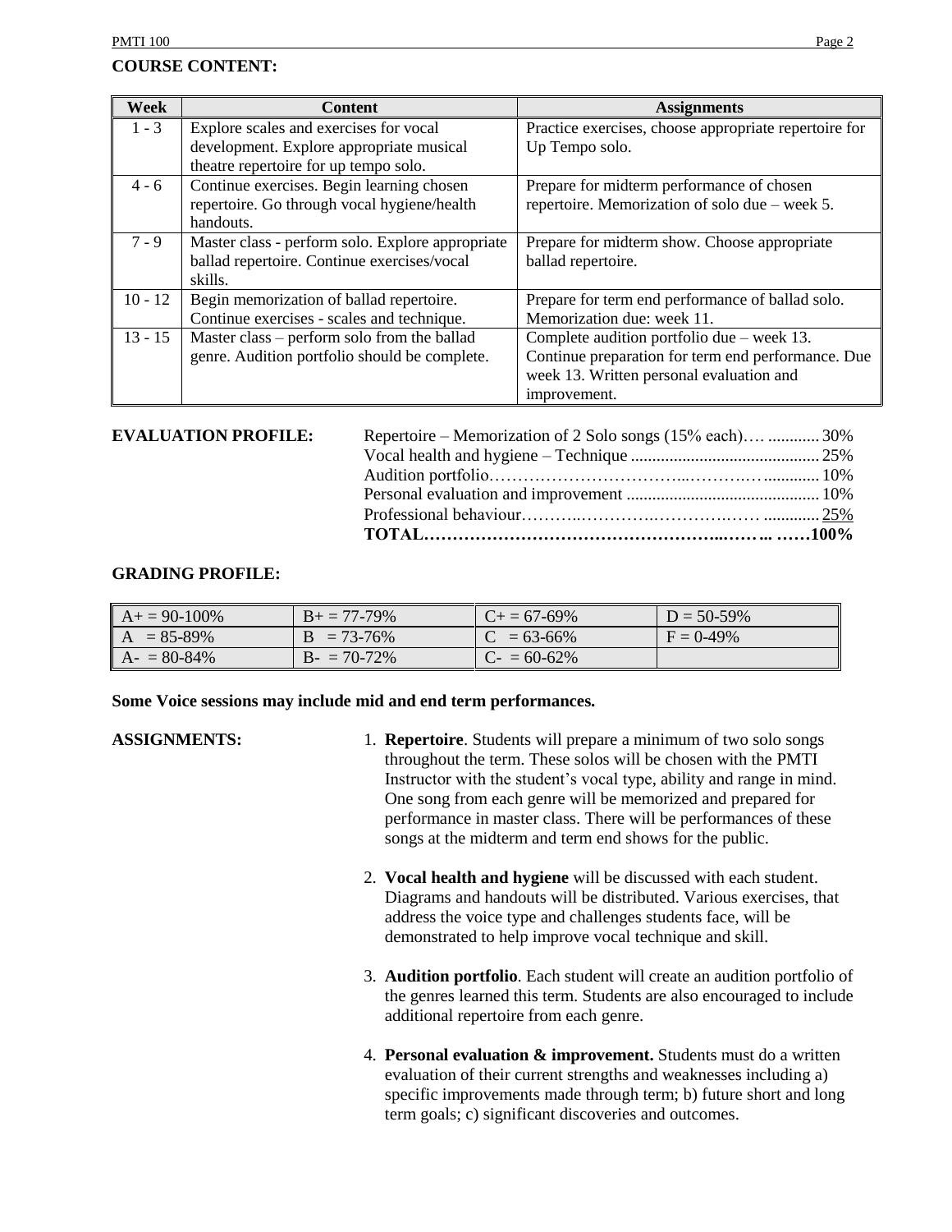**COURSE CONTENT:**

| Week | Content | Assignments |
| --- | --- | --- |
| 1 - 3 | Explore scales and exercises for vocal development. Explore appropriate musical theatre repertoire for up tempo solo. | Practice exercises, choose appropriate repertoire for Up Tempo solo. |
| 4 - 6 | Continue exercises. Begin learning chosen repertoire. Go through vocal hygiene/health handouts. | Prepare for midterm performance of chosen repertoire. Memorization of solo due – week 5. |
| 7 - 9 | Master class - perform solo. Explore appropriate ballad repertoire. Continue exercises/vocal skills. | Prepare for midterm show. Choose appropriate ballad repertoire. |
| 10 - 12 | Begin memorization of ballad repertoire. Continue exercises - scales and technique. | Prepare for term end performance of ballad solo. Memorization due: week 11. |
| 13 - 15 | Master class – perform solo from the ballad genre. Audition portfolio should be complete. | Complete audition portfolio due – week 13. Continue preparation for term end performance. Due week 13. Written personal evaluation and improvement. |

**EVALUATION PROFILE:**

| | |
| --- | --- |
| Repertoire – Memorization of 2 Solo songs (15% each) | 30% |
| Vocal health and hygiene – Technique | 25% |
| Audition portfolio | 10% |
| Personal evaluation and improvement | 10% |
| Professional behaviour | 25% |
| **TOTAL** | **100%** |

**GRADING PROFILE:**

| | | | |
| --- | --- | --- | --- |
| A+ = 90-100% | B+ = 77-79% | C+ = 67-69% | D = 50-59% |
| A = 85-89% | B = 73-76% | C = 63-66% | F = 0-49% |
| A- = 80-84% | B- = 70-72% | C- = 60-62% | |

**Some Voice sessions may include mid and end term performances.**

**ASSIGNMENTS:**

1. **Repertoire**. Students will prepare a minimum of two solo songs throughout the term. These solos will be chosen with the PMTI Instructor with the student's vocal type, ability and range in mind. One song from each genre will be memorized and prepared for performance in master class. There will be performances of these songs at the midterm and term end shows for the public.

2. **Vocal health and hygiene** will be discussed with each student. Diagrams and handouts will be distributed. Various exercises, that address the voice type and challenges students face, will be demonstrated to help improve vocal technique and skill.

3. **Audition portfolio**. Each student will create an audition portfolio of the genres learned this term. Students are also encouraged to include additional repertoire from each genre.

4. **Personal evaluation & improvement.** Students must do a written evaluation of their current strengths and weaknesses including a) specific improvements made through term; b) future short and long term goals; c) significant discoveries and outcomes.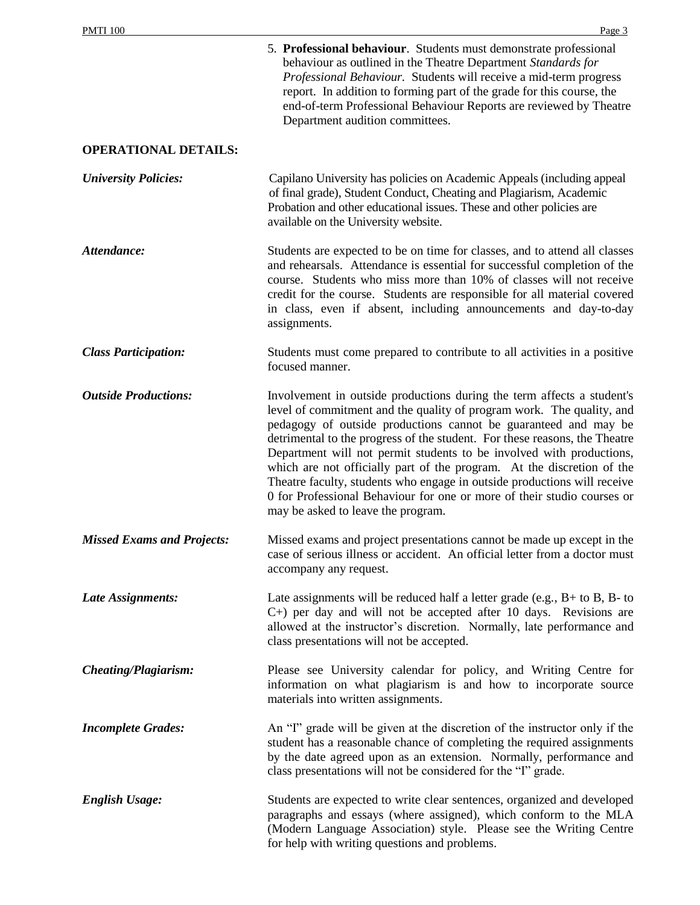5. **Professional behaviour**. Students must demonstrate professional behaviour as outlined in the Theatre Department *Standards for Professional Behaviour*. Students will receive a mid-term progress report. In addition to forming part of the grade for this course, the end-of-term Professional Behaviour Reports are reviewed by Theatre Department audition committees.

## OPERATIONAL DETAILS:

***University Policies:*** Capilano University has policies on Academic Appeals (including appeal of final grade), Student Conduct, Cheating and Plagiarism, Academic Probation and other educational issues. These and other policies are available on the University website.

***Attendance:*** Students are expected to be on time for classes, and to attend all classes and rehearsals. Attendance is essential for successful completion of the course. Students who miss more than 10% of classes will not receive credit for the course. Students are responsible for all material covered in class, even if absent, including announcements and day-to-day assignments.

***Class Participation:*** Students must come prepared to contribute to all activities in a positive focused manner.

***Outside Productions:*** Involvement in outside productions during the term affects a student's level of commitment and the quality of program work. The quality, and pedagogy of outside productions cannot be guaranteed and may be detrimental to the progress of the student. For these reasons, the Theatre Department will not permit students to be involved with productions, which are not officially part of the program. At the discretion of the Theatre faculty, students who engage in outside productions will receive 0 for Professional Behaviour for one or more of their studio courses or may be asked to leave the program.

***Missed Exams and Projects:*** Missed exams and project presentations cannot be made up except in the case of serious illness or accident. An official letter from a doctor must accompany any request.

***Late Assignments:*** Late assignments will be reduced half a letter grade (e.g., B+ to B, B- to C+) per day and will not be accepted after 10 days. Revisions are allowed at the instructor's discretion. Normally, late performance and class presentations will not be accepted.

***Cheating/Plagiarism:*** Please see University calendar for policy, and Writing Centre for information on what plagiarism is and how to incorporate source materials into written assignments.

***Incomplete Grades:*** An "I" grade will be given at the discretion of the instructor only if the student has a reasonable chance of completing the required assignments by the date agreed upon as an extension. Normally, performance and class presentations will not be considered for the "I" grade.

***English Usage:*** Students are expected to write clear sentences, organized and developed paragraphs and essays (where assigned), which conform to the MLA (Modern Language Association) style. Please see the Writing Centre for help with writing questions and problems.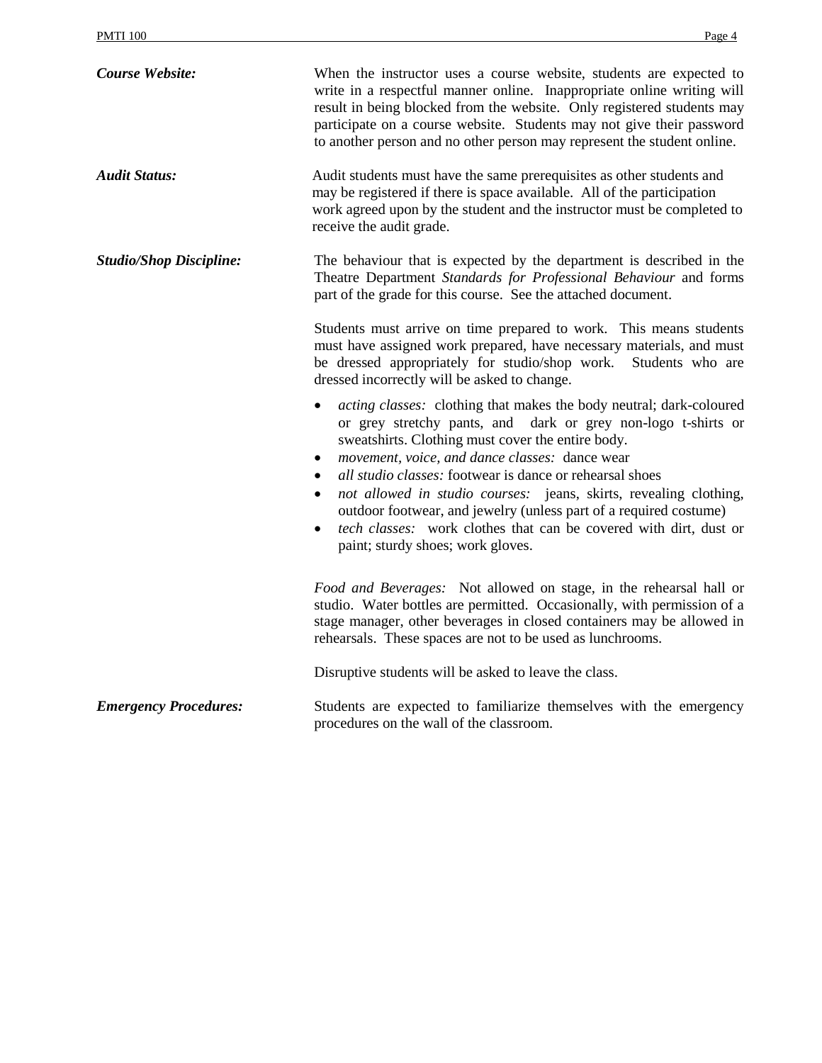***Course Website:*** When the instructor uses a course website, students are expected to write in a respectful manner online. Inappropriate online writing will result in being blocked from the website. Only registered students may participate on a course website. Students may not give their password to another person and no other person may represent the student online.

***Audit Status:*** Audit students must have the same prerequisites as other students and may be registered if there is space available. All of the participation work agreed upon by the student and the instructor must be completed to receive the audit grade.

***Studio/Shop Discipline:*** The behaviour that is expected by the department is described in the Theatre Department *Standards for Professional Behaviour* and forms part of the grade for this course. See the attached document.

Students must arrive on time prepared to work. This means students must have assigned work prepared, have necessary materials, and must be dressed appropriately for studio/shop work. Students who are dressed incorrectly will be asked to change.

- *acting classes:* clothing that makes the body neutral; dark-coloured or grey stretchy pants, and dark or grey non-logo t-shirts or sweatshirts. Clothing must cover the entire body.
- *movement, voice, and dance classes:* dance wear
- *all studio classes:* footwear is dance or rehearsal shoes
- *not allowed in studio courses:* jeans, skirts, revealing clothing, outdoor footwear, and jewelry (unless part of a required costume)
- *tech classes:* work clothes that can be covered with dirt, dust or paint; sturdy shoes; work gloves.

*Food and Beverages:* Not allowed on stage, in the rehearsal hall or studio. Water bottles are permitted. Occasionally, with permission of a stage manager, other beverages in closed containers may be allowed in rehearsals. These spaces are not to be used as lunchrooms.

Disruptive students will be asked to leave the class.

***Emergency Procedures:*** Students are expected to familiarize themselves with the emergency procedures on the wall of the classroom.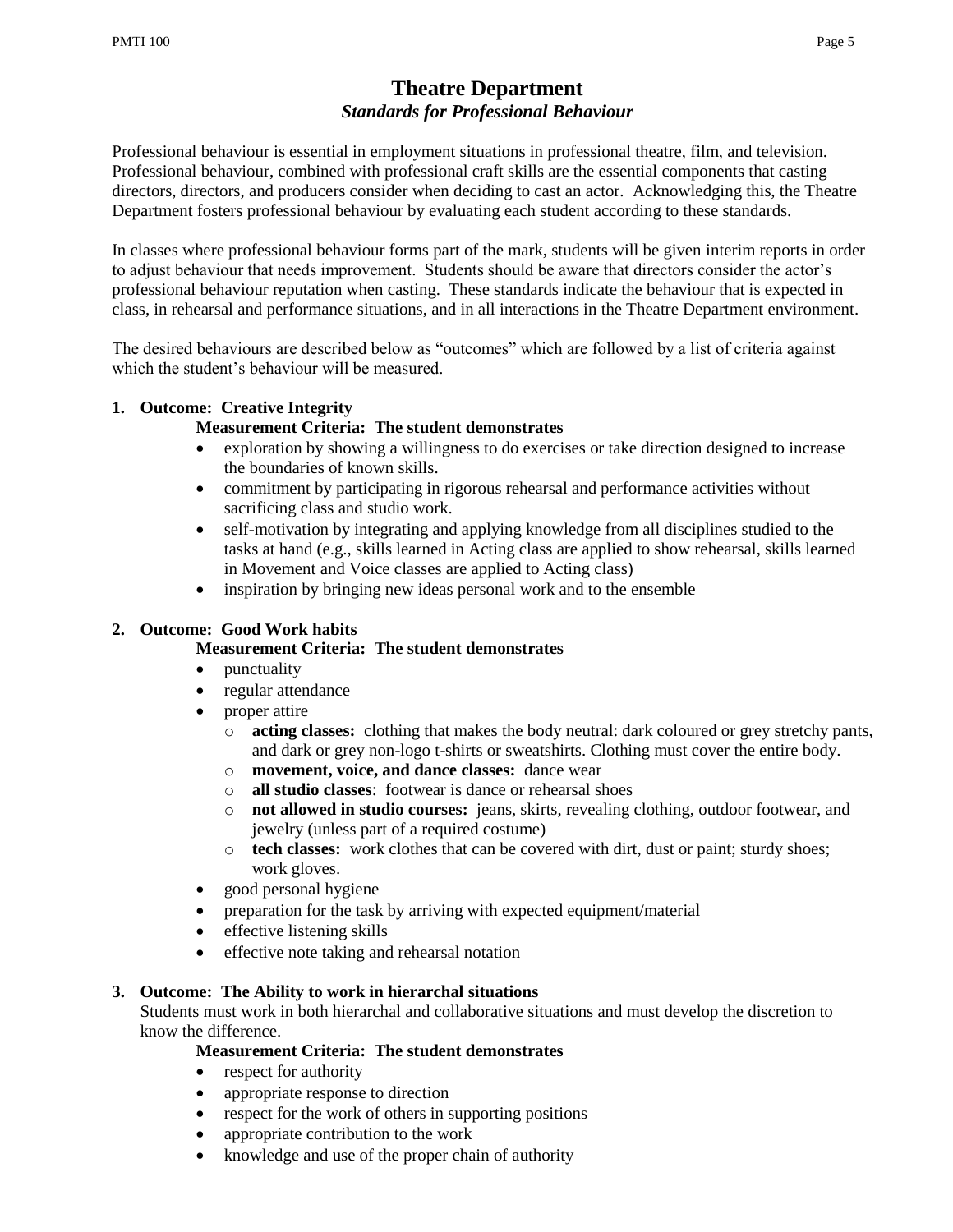# Theatre Department

## *Standards for Professional Behaviour*

Professional behaviour is essential in employment situations in professional theatre, film, and television. Professional behaviour, combined with professional craft skills are the essential components that casting directors, directors, and producers consider when deciding to cast an actor. Acknowledging this, the Theatre Department fosters professional behaviour by evaluating each student according to these standards.

In classes where professional behaviour forms part of the mark, students will be given interim reports in order to adjust behaviour that needs improvement. Students should be aware that directors consider the actor's professional behaviour reputation when casting. These standards indicate the behaviour that is expected in class, in rehearsal and performance situations, and in all interactions in the Theatre Department environment.

The desired behaviours are described below as "outcomes" which are followed by a list of criteria against which the student's behaviour will be measured.

**1. Outcome: Creative Integrity**

**Measurement Criteria: The student demonstrates**

- exploration by showing a willingness to do exercises or take direction designed to increase the boundaries of known skills.
- commitment by participating in rigorous rehearsal and performance activities without sacrificing class and studio work.
- self-motivation by integrating and applying knowledge from all disciplines studied to the tasks at hand (e.g., skills learned in Acting class are applied to show rehearsal, skills learned in Movement and Voice classes are applied to Acting class)
- inspiration by bringing new ideas personal work and to the ensemble

**2. Outcome: Good Work habits**

**Measurement Criteria: The student demonstrates**

- punctuality
- regular attendance
- proper attire
  - **acting classes:** clothing that makes the body neutral: dark coloured or grey stretchy pants, and dark or grey non-logo t-shirts or sweatshirts. Clothing must cover the entire body.
  - **movement, voice, and dance classes:** dance wear
  - **all studio classes**: footwear is dance or rehearsal shoes
  - **not allowed in studio courses:** jeans, skirts, revealing clothing, outdoor footwear, and jewelry (unless part of a required costume)
  - **tech classes:** work clothes that can be covered with dirt, dust or paint; sturdy shoes; work gloves.
- good personal hygiene
- preparation for the task by arriving with expected equipment/material
- effective listening skills
- effective note taking and rehearsal notation

**3. Outcome: The Ability to work in hierarchal situations**

Students must work in both hierarchal and collaborative situations and must develop the discretion to know the difference.

**Measurement Criteria: The student demonstrates**

- respect for authority
- appropriate response to direction
- respect for the work of others in supporting positions
- appropriate contribution to the work
- knowledge and use of the proper chain of authority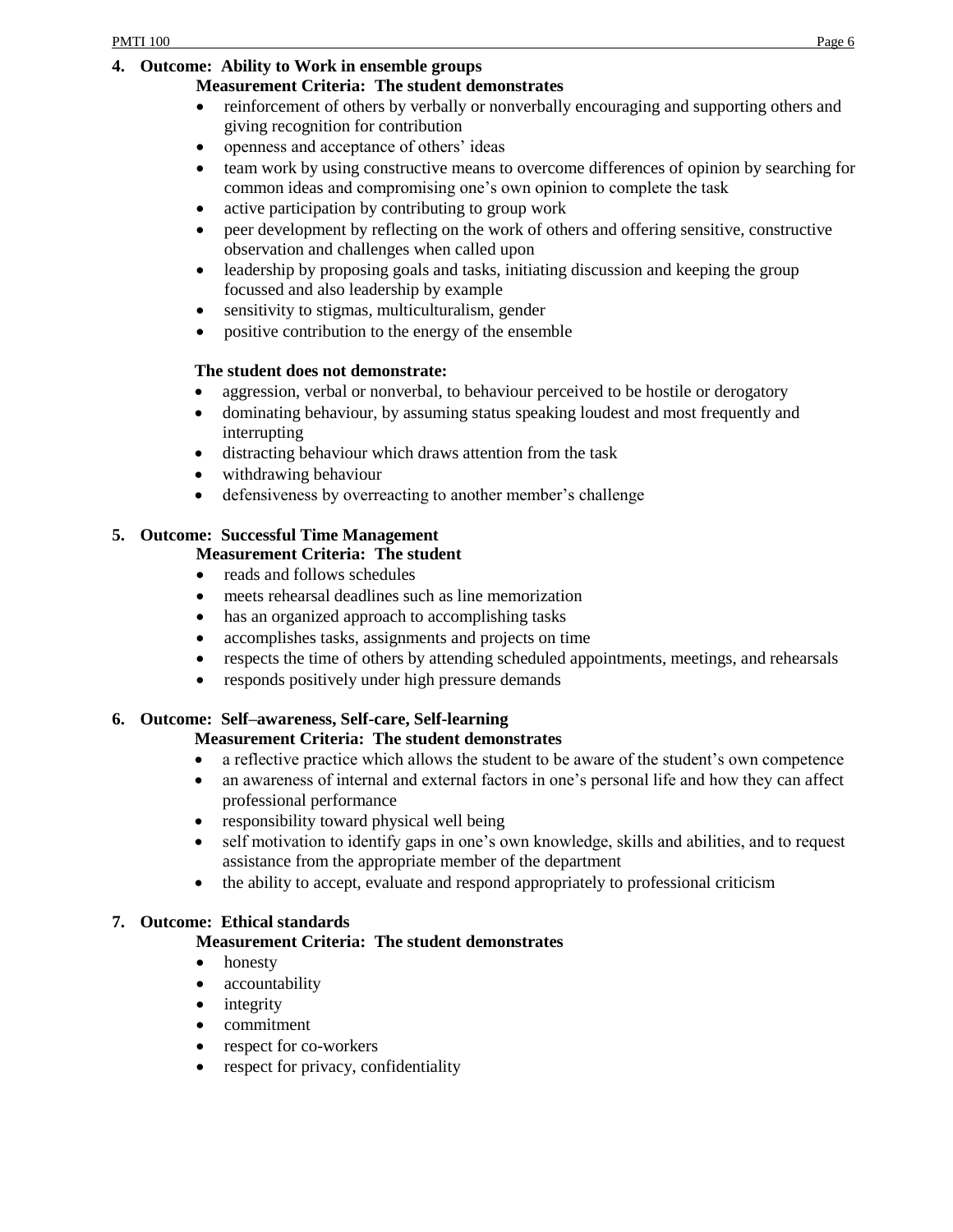**4. Outcome: Ability to Work in ensemble groups**

**Measurement Criteria: The student demonstrates**

- reinforcement of others by verbally or nonverbally encouraging and supporting others and giving recognition for contribution
- openness and acceptance of others' ideas
- team work by using constructive means to overcome differences of opinion by searching for common ideas and compromising one's own opinion to complete the task
- active participation by contributing to group work
- peer development by reflecting on the work of others and offering sensitive, constructive observation and challenges when called upon
- leadership by proposing goals and tasks, initiating discussion and keeping the group focussed and also leadership by example
- sensitivity to stigmas, multiculturalism, gender
- positive contribution to the energy of the ensemble

**The student does not demonstrate:**

- aggression, verbal or nonverbal, to behaviour perceived to be hostile or derogatory
- dominating behaviour, by assuming status speaking loudest and most frequently and interrupting
- distracting behaviour which draws attention from the task
- withdrawing behaviour
- defensiveness by overreacting to another member's challenge

**5. Outcome: Successful Time Management**

**Measurement Criteria: The student**

- reads and follows schedules
- meets rehearsal deadlines such as line memorization
- has an organized approach to accomplishing tasks
- accomplishes tasks, assignments and projects on time
- respects the time of others by attending scheduled appointments, meetings, and rehearsals
- responds positively under high pressure demands

**6. Outcome: Self–awareness, Self-care, Self-learning**

**Measurement Criteria: The student demonstrates**

- a reflective practice which allows the student to be aware of the student's own competence
- an awareness of internal and external factors in one's personal life and how they can affect professional performance
- responsibility toward physical well being
- self motivation to identify gaps in one's own knowledge, skills and abilities, and to request assistance from the appropriate member of the department
- the ability to accept, evaluate and respond appropriately to professional criticism

**7. Outcome: Ethical standards**

**Measurement Criteria: The student demonstrates**

- honesty
- accountability
- integrity
- commitment
- respect for co-workers
- respect for privacy, confidentiality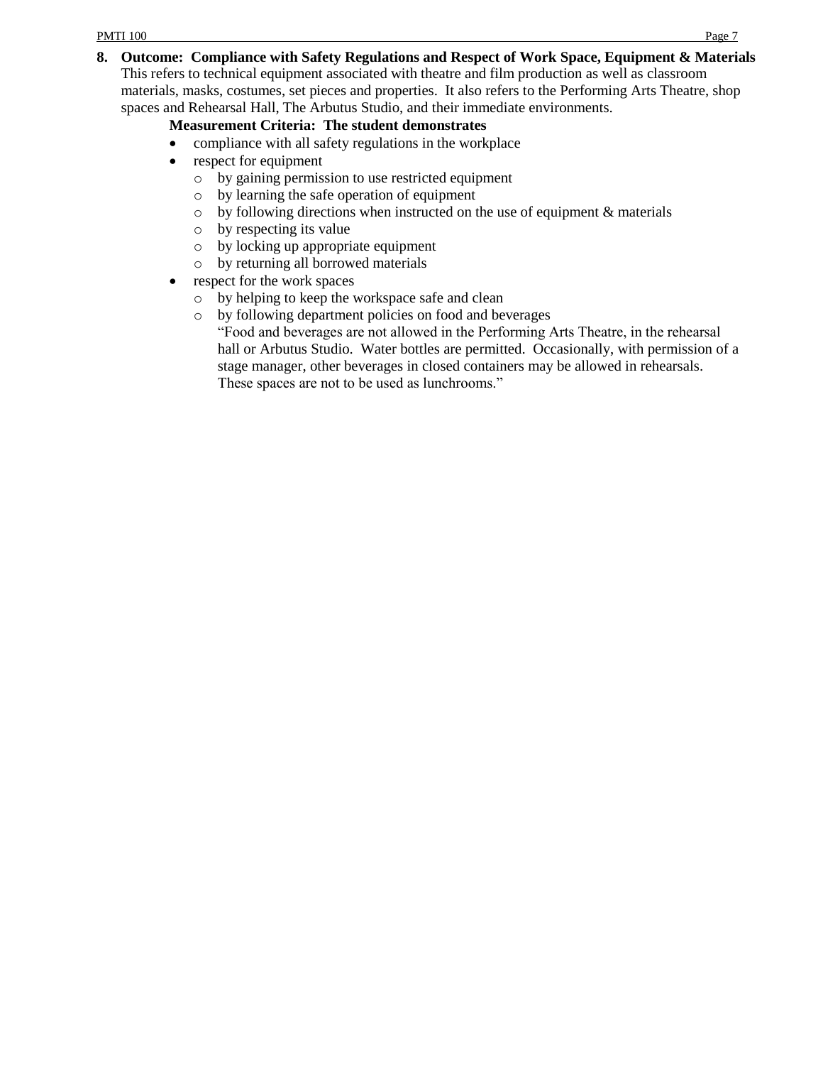**8. Outcome: Compliance with Safety Regulations and Respect of Work Space, Equipment & Materials**

This refers to technical equipment associated with theatre and film production as well as classroom materials, masks, costumes, set pieces and properties. It also refers to the Performing Arts Theatre, shop spaces and Rehearsal Hall, The Arbutus Studio, and their immediate environments.

**Measurement Criteria: The student demonstrates**

- compliance with all safety regulations in the workplace
- respect for equipment
  - by gaining permission to use restricted equipment
  - by learning the safe operation of equipment
  - by following directions when instructed on the use of equipment & materials
  - by respecting its value
  - by locking up appropriate equipment
  - by returning all borrowed materials
- respect for the work spaces
  - by helping to keep the workspace safe and clean
  - by following department policies on food and beverages
    "Food and beverages are not allowed in the Performing Arts Theatre, in the rehearsal hall or Arbutus Studio. Water bottles are permitted. Occasionally, with permission of a stage manager, other beverages in closed containers may be allowed in rehearsals. These spaces are not to be used as lunchrooms."